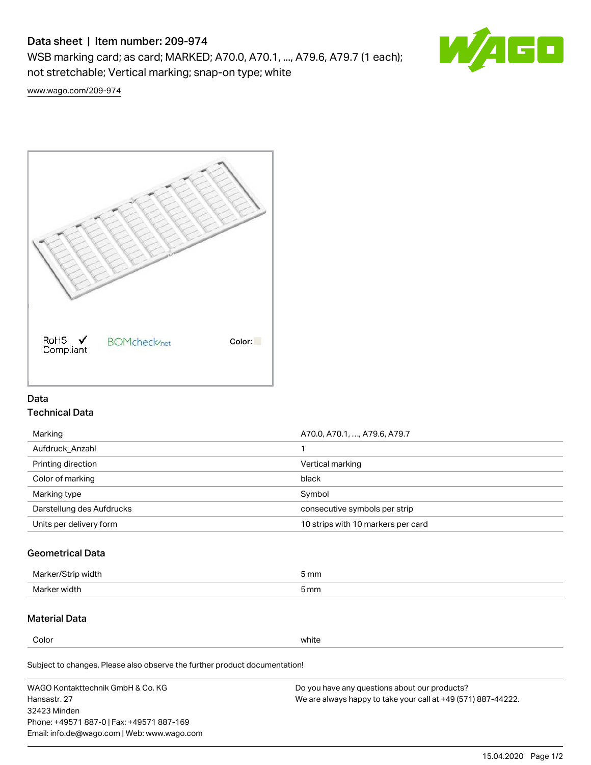# Data sheet | Item number: 209-974

WSB marking card; as card; MARKED; A70.0, A70.1, ..., A79.6, A79.7 (1 each); not stretchable; Vertical marking; snap-on type; white

www.wago.com/209-974

RoHS ✓ Compliant    BOMcheck.net    Color:

## Data

### Technical Data

| | |
|---|---|
| Marking | A70.0, A70.1, ..., A79.6, A79.7 |
| Aufdruck_Anzahl | 1 |
| Printing direction | Vertical marking |
| Color of marking | black |
| Marking type | Symbol |
| Darstellung des Aufdrucks | consecutive symbols per strip |
| Units per delivery form | 10 strips with 10 markers per card |

### Geometrical Data

| | |
|---|---|
| Marker/Strip width | 5 mm |
| Marker width | 5 mm |

### Material Data

| | |
|---|---|
| Color | white |

Subject to changes. Please also observe the further product documentation!

WAGO Kontakttechnik GmbH & Co. KG
Hansastr. 27
32423 Minden
Phone: +49571 887-0 | Fax: +49571 887-169
Email: info.de@wago.com | Web: www.wago.com

Do you have any questions about our products?
We are always happy to take your call at +49 (571) 887-44222.

15.04.2020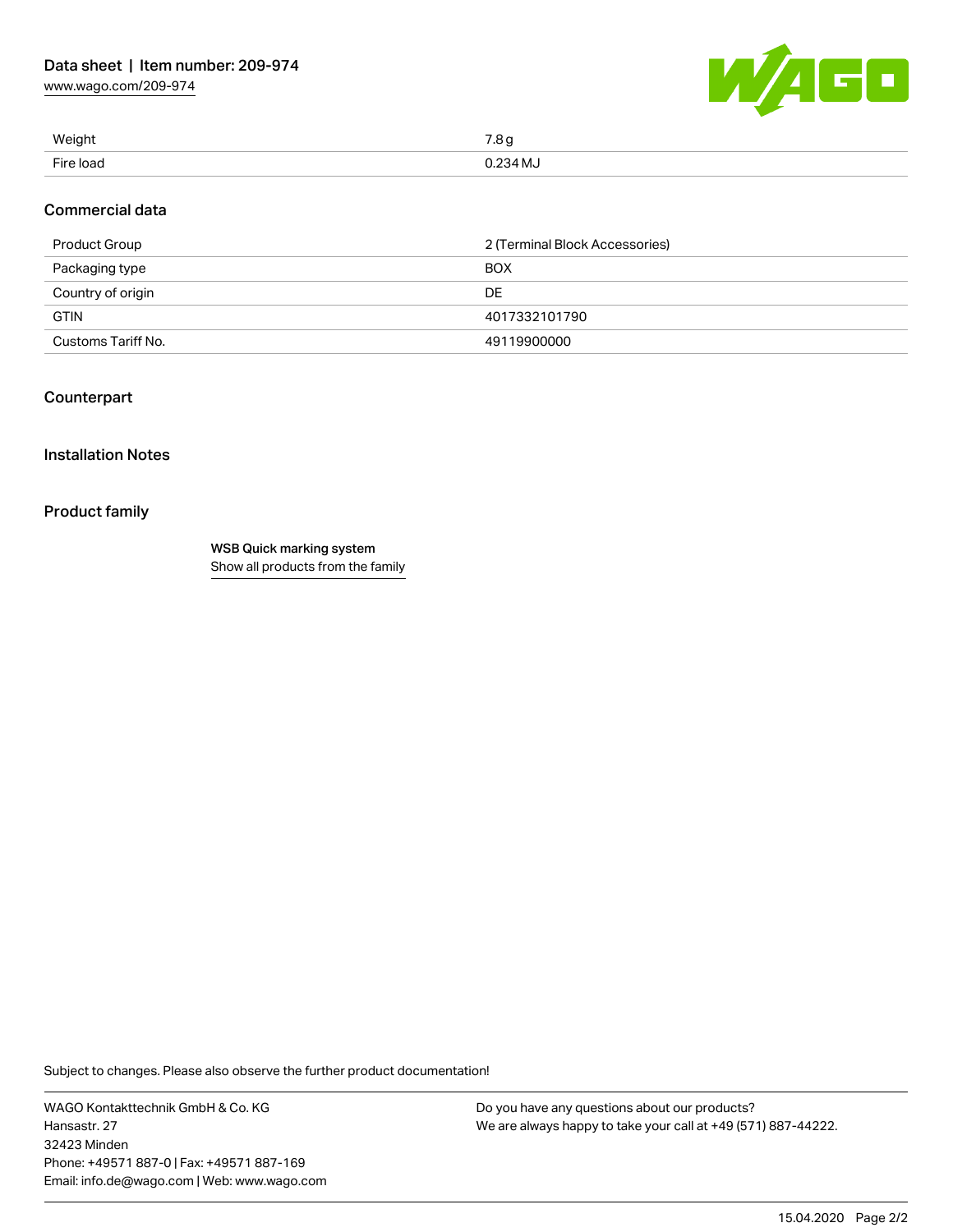| | |
|---|---|
| Weight | 7.8 g |
| Fire load | 0.234 MJ |

## Commercial data

| | |
|---|---|
| Product Group | 2 (Terminal Block Accessories) |
| Packaging type | BOX |
| Country of origin | DE |
| GTIN | 4017332101790 |
| Customs Tariff No. | 49119900000 |

## Counterpart

## Installation Notes

## Product family

**WSB Quick marking system**
Show all products from the family

Subject to changes. Please also observe the further product documentation!

WAGO Kontakttechnik GmbH & Co. KG
Hansastr. 27
32423 Minden
Phone: +49571 887-0 | Fax: +49571 887-169
Email: info.de@wago.com | Web: www.wago.com

Do you have any questions about our products?
We are always happy to take your call at +49 (571) 887-44222.

15.04.2020